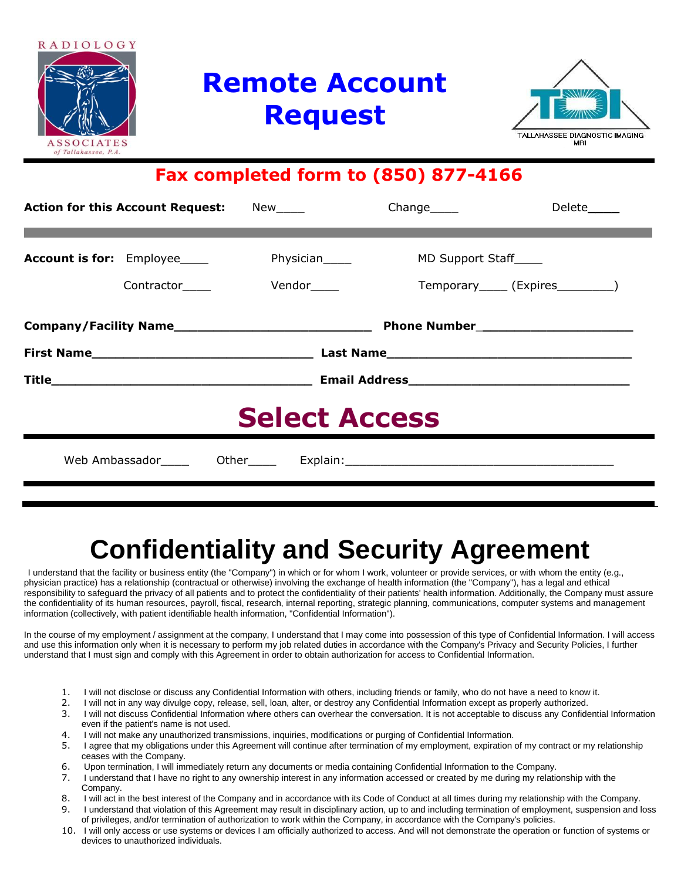RADIOLOGY ASSOCIATES of Tallahassee, P.A.

# Remote Account Request

TALLAHASSEE DIAGNOSTIC IMAGING MRI

**Fax completed form to (850) 877-4166**

**Action for this Account Request:** New____ Change____ Delete____

**Account is for:** Employee____ Physician____ MD Support Staff____

Contractor____ Vendor____ Temporary____ (Expires________)

**Company/Facility Name**__________________________ **Phone Number**____________________

**First Name**_____________________________ **Last Name**________________________________

**Title**___________________________________ **Email Address**____________________________

## Select Access

Web Ambassador____ Other____ Explain:_____________________________________

# Confidentiality and Security Agreement

I understand that the facility or business entity (the "Company") in which or for whom I work, volunteer or provide services, or with whom the entity (e.g., physician practice) has a relationship (contractual or otherwise) involving the exchange of health information (the "Company"), has a legal and ethical responsibility to safeguard the privacy of all patients and to protect the confidentiality of their patients' health information. Additionally, the Company must assure the confidentiality of its human resources, payroll, fiscal, research, internal reporting, strategic planning, communications, computer systems and management information (collectively, with patient identifiable health information, "Confidential Information").

In the course of my employment / assignment at the company, I understand that I may come into possession of this type of Confidential Information. I will access and use this information only when it is necessary to perform my job related duties in accordance with the Company's Privacy and Security Policies, I further understand that I must sign and comply with this Agreement in order to obtain authorization for access to Confidential Information.

1. I will not disclose or discuss any Confidential Information with others, including friends or family, who do not have a need to know it.
2. I will not in any way divulge copy, release, sell, loan, alter, or destroy any Confidential Information except as properly authorized.
3. I will not discuss Confidential Information where others can overhear the conversation. It is not acceptable to discuss any Confidential Information even if the patient's name is not used.
4. I will not make any unauthorized transmissions, inquiries, modifications or purging of Confidential Information.
5. I agree that my obligations under this Agreement will continue after termination of my employment, expiration of my contract or my relationship ceases with the Company.
6. Upon termination, I will immediately return any documents or media containing Confidential Information to the Company.
7. I understand that I have no right to any ownership interest in any information accessed or created by me during my relationship with the Company.
8. I will act in the best interest of the Company and in accordance with its Code of Conduct at all times during my relationship with the Company.
9. I understand that violation of this Agreement may result in disciplinary action, up to and including termination of employment, suspension and loss of privileges, and/or termination of authorization to work within the Company, in accordance with the Company's policies.
10. I will only access or use systems or devices I am officially authorized to access. And will not demonstrate the operation or function of systems or devices to unauthorized individuals.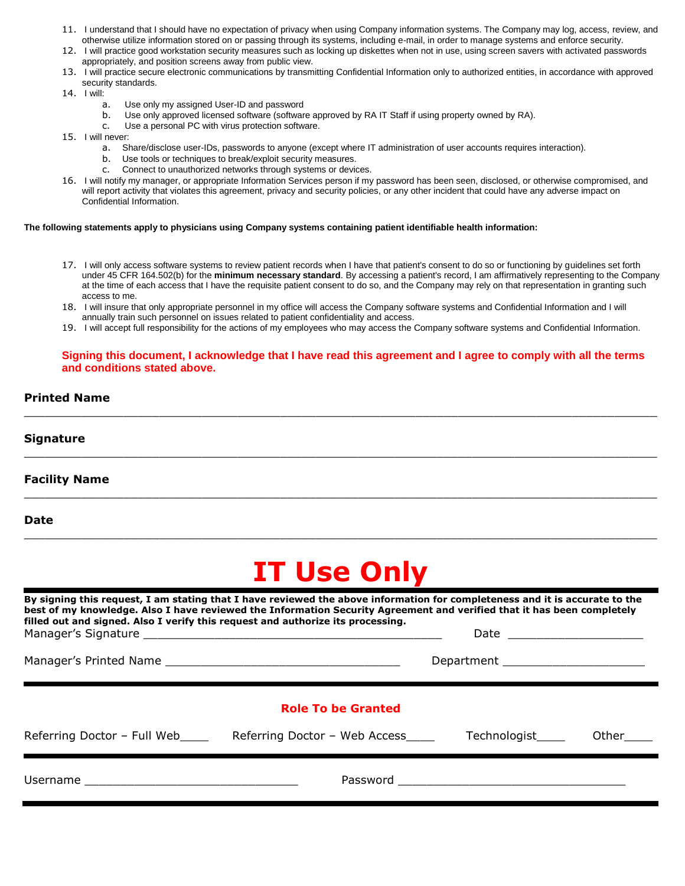11. I understand that I should have no expectation of privacy when using Company information systems. The Company may log, access, review, and otherwise utilize information stored on or passing through its systems, including e-mail, in order to manage systems and enforce security.
12. I will practice good workstation security measures such as locking up diskettes when not in use, using screen savers with activated passwords appropriately, and position screens away from public view.
13. I will practice secure electronic communications by transmitting Confidential Information only to authorized entities, in accordance with approved security standards.
14. I will:
    a. Use only my assigned User-ID and password
    b. Use only approved licensed software (software approved by RA IT Staff if using property owned by RA).
    c. Use a personal PC with virus protection software.
15. I will never:
    a. Share/disclose user-IDs, passwords to anyone (except where IT administration of user accounts requires interaction).
    b. Use tools or techniques to break/exploit security measures.
    c. Connect to unauthorized networks through systems or devices.
16. I will notify my manager, or appropriate Information Services person if my password has been seen, disclosed, or otherwise compromised, and will report activity that violates this agreement, privacy and security policies, or any other incident that could have any adverse impact on Confidential Information.

**The following statements apply to physicians using Company systems containing patient identifiable health information:**

17. I will only access software systems to review patient records when I have that patient's consent to do so or functioning by guidelines set forth under 45 CFR 164.502(b) for the **minimum necessary standard**. By accessing a patient's record, I am affirmatively representing to the Company at the time of each access that I have the requisite patient consent to do so, and the Company may rely on that representation in granting such access to me.
18. I will insure that only appropriate personnel in my office will access the Company software systems and Confidential Information and I will annually train such personnel on issues related to patient confidentiality and access.
19. I will accept full responsibility for the actions of my employees who may access the Company software systems and Confidential Information.

**Signing this document, I acknowledge that I have read this agreement and I agree to comply with all the terms and conditions stated above.**

**Printed Name**

______________________________________________________________________

**Signature**

______________________________________________________________________

**Facility Name**

______________________________________________________________________

**Date**

______________________________________________________________________

# IT Use Only

**By signing this request, I am stating that I have reviewed the above information for completeness and it is accurate to the best of my knowledge. Also I have reviewed the Information Security Agreement and verified that it has been completely filled out and signed. Also I verify this request and authorize its processing.**

Manager's Signature ____________________________________ Date ________________

Manager's Printed Name ______________________________ Department __________________

**Role To be Granted**

Referring Doctor – Full Web____ Referring Doctor – Web Access____ Technologist____ Other____

Username __________________________ Password ____________________________